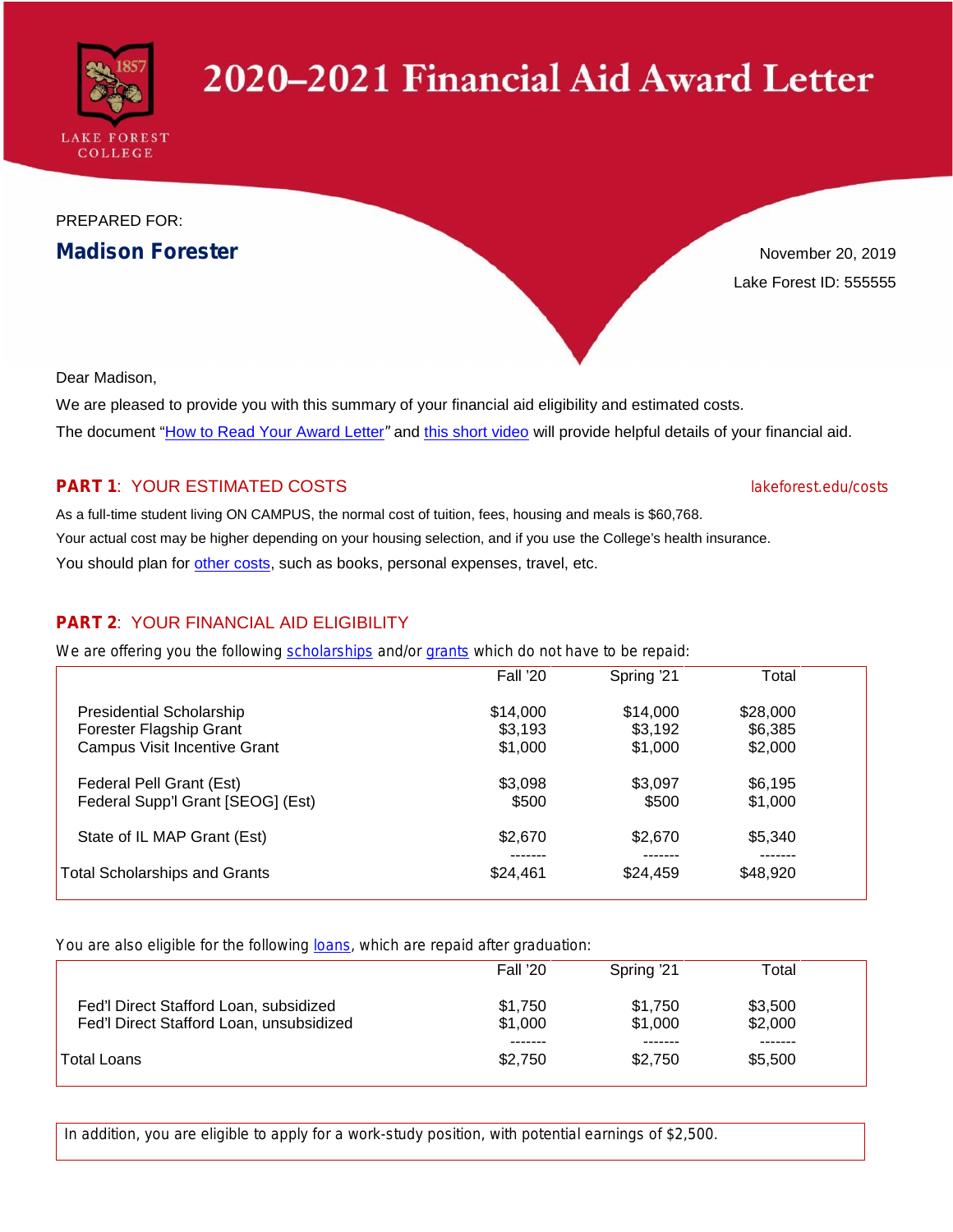LAKE FOREST COLLEGE

# 2020–2021 Financial Aid Award Letter

PREPARED FOR:

**Madison Forester**

November 20, 2019

Lake Forest ID: 555555

Dear Madison,

We are pleased to provide you with this summary of your financial aid eligibility and estimated costs.

The document "How to Read Your Award Letter" and this short video will provide helpful details of your financial aid.

## PART 1: YOUR ESTIMATED COSTS

lakeforest.edu/costs

As a full-time student living ON CAMPUS, the normal cost of tuition, fees, housing and meals is $60,768.

Your actual cost may be higher depending on your housing selection, and if you use the College's health insurance.

You should plan for other costs, such as books, personal expenses, travel, etc.

## PART 2: YOUR FINANCIAL AID ELIGIBILITY

We are offering you the following scholarships and/or grants which do not have to be repaid:

| | Fall '20 | Spring '21 | Total |
|---|---|---|---|
| Presidential Scholarship | $14,000 | $14,000 | $28,000 |
| Forester Flagship Grant | $3,193 | $3,192 | $6,385 |
| Campus Visit Incentive Grant | $1,000 | $1,000 | $2,000 |
| Federal Pell Grant (Est) | $3,098 | $3,097 | $6,195 |
| Federal Supp'l Grant [SEOG] (Est) | $500 | $500 | $1,000 |
| State of IL MAP Grant (Est) | $2,670 | $2,670 | $5,340 |
| Total Scholarships and Grants | $24,461 | $24,459 | $48,920 |

You are also eligible for the following loans, which are repaid after graduation:

| | Fall '20 | Spring '21 | Total |
|---|---|---|---|
| Fed'l Direct Stafford Loan, subsidized | $1,750 | $1,750 | $3,500 |
| Fed'l Direct Stafford Loan, unsubsidized | $1,000 | $1,000 | $2,000 |
| Total Loans | $2,750 | $2,750 | $5,500 |

In addition, you are eligible to apply for a work-study position, with potential earnings of $2,500.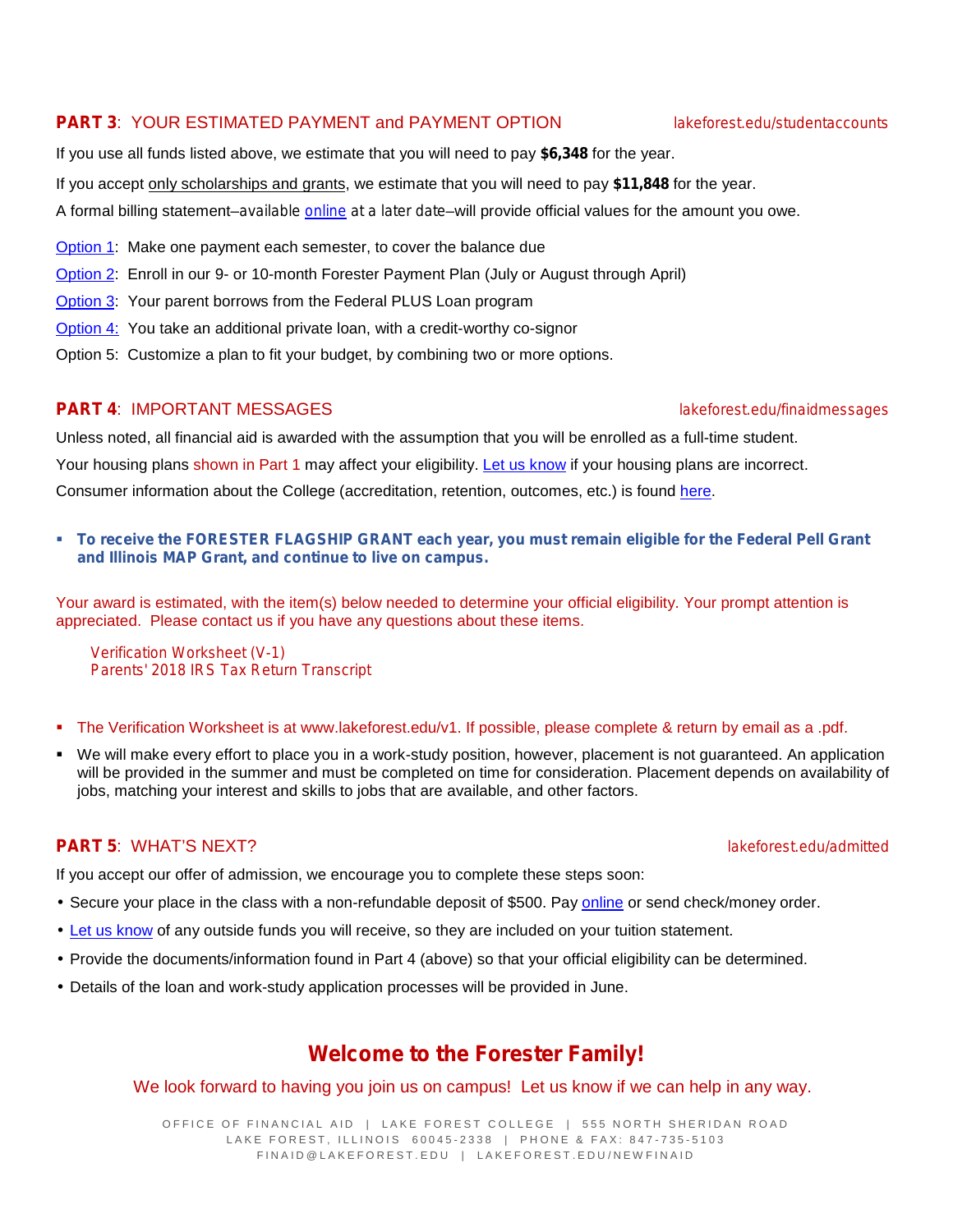## **PART 3**: YOUR ESTIMATED PAYMENT and PAYMENT OPTION

lakeforest.edu/studentaccounts

If you use all funds listed above, we estimate that you will need to pay **$6,348** for the year.

If you accept only scholarships and grants, we estimate that you will need to pay **$11,848** for the year.

A formal billing statement–*available online at a later date*–will provide official values for the amount you owe.

Option 1: Make one payment each semester, to cover the balance due

Option 2: Enroll in our 9- or 10-month Forester Payment Plan (July or August through April)

Option 3: Your parent borrows from the Federal PLUS Loan program

Option 4: You take an additional private loan, with a credit-worthy co-signor

Option 5: Customize a plan to fit your budget, by combining two or more options.

## **PART 4**: IMPORTANT MESSAGES

lakeforest.edu/finaidmessages

Unless noted, all financial aid is awarded with the assumption that you will be enrolled as a full-time student.

Your housing plans shown in Part 1 may affect your eligibility. Let us know if your housing plans are incorrect.

Consumer information about the College (accreditation, retention, outcomes, etc.) is found here.

- **To receive the FORESTER FLAGSHIP GRANT each year, you must remain eligible for the Federal Pell Grant and Illinois MAP Grant, and continue to live on campus.**

Your award is estimated, with the item(s) below needed to determine your official eligibility. Your prompt attention is appreciated. Please contact us if you have any questions about these items.

Verification Worksheet (V-1)
Parents' 2018 IRS Tax Return Transcript

- The Verification Worksheet is at www.lakeforest.edu/v1. If possible, please complete & return by email as a .pdf.
- We will make every effort to place you in a work-study position, however, placement is not guaranteed. An application will be provided in the summer and must be completed on time for consideration. Placement depends on availability of jobs, matching your interest and skills to jobs that are available, and other factors.

## **PART 5**: WHAT'S NEXT?

lakeforest.edu/admitted

If you accept our offer of admission, we encourage you to complete these steps soon:

- Secure your place in the class with a non-refundable deposit of $500. Pay online or send check/money order.
- Let us know of any outside funds you will receive, so they are included on your tuition statement.
- Provide the documents/information found in Part 4 (above) so that your official eligibility can be determined.
- Details of the loan and work-study application processes will be provided in June.

## **Welcome to the Forester Family!**

We look forward to having you join us on campus! Let us know if we can help in any way.

OFFICE OF FINANCIAL AID | LAKE FOREST COLLEGE | 555 NORTH SHERIDAN ROAD
LAKE FOREST, ILLINOIS 60045-2338 | PHONE & FAX: 847-735-5103
FINAID@LAKEFOREST.EDU | LAKEFOREST.EDU/NEWFINAID